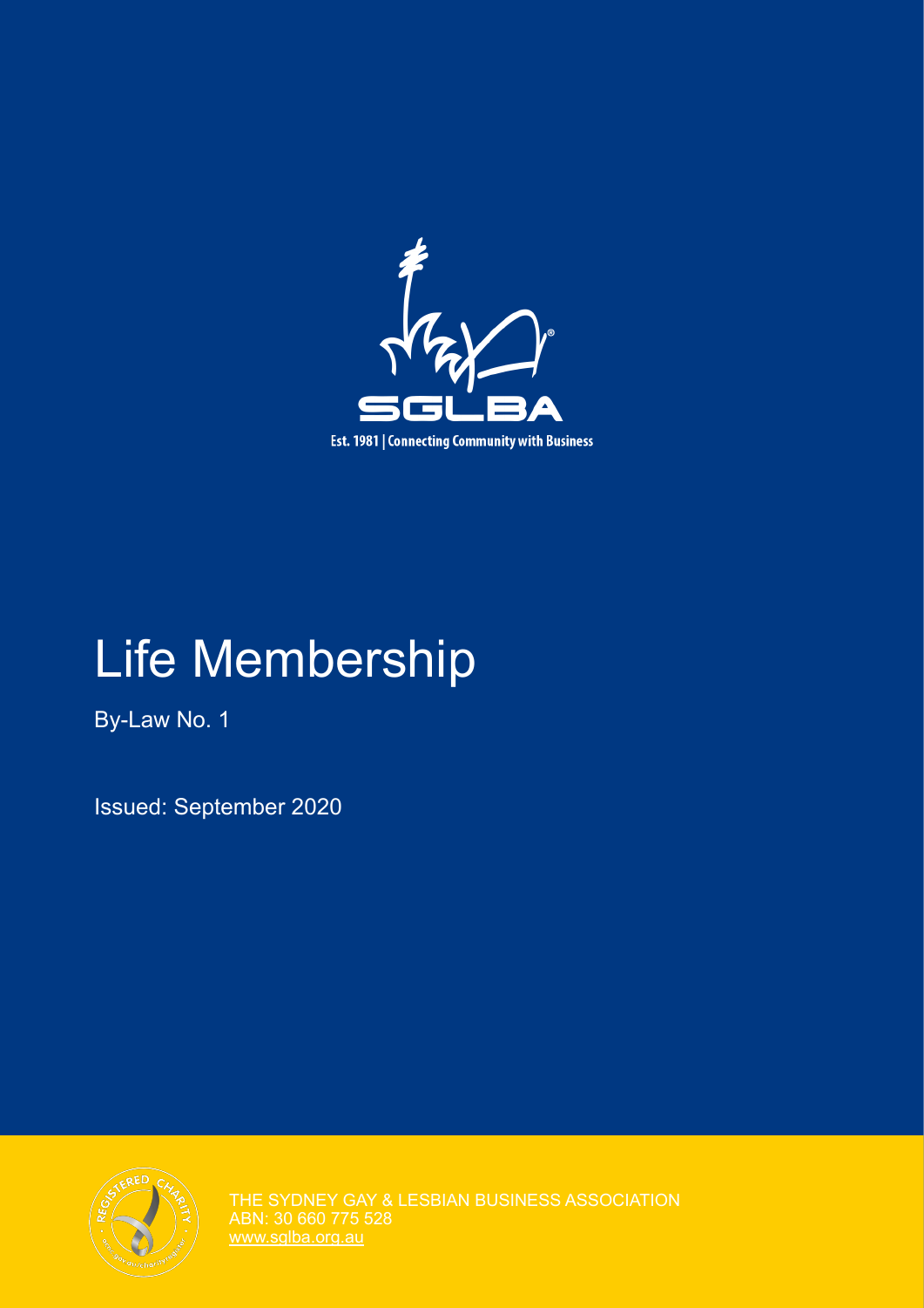SGLBA

Est. 1981 | Connecting Community with Business

# Life Membership

By-Law No. 1

Issued: September 2020

THE SYDNEY GAY & LESBIAN BUSINESS ASSOCIATION
ABN: 30 660 775 528
www.sglba.org.au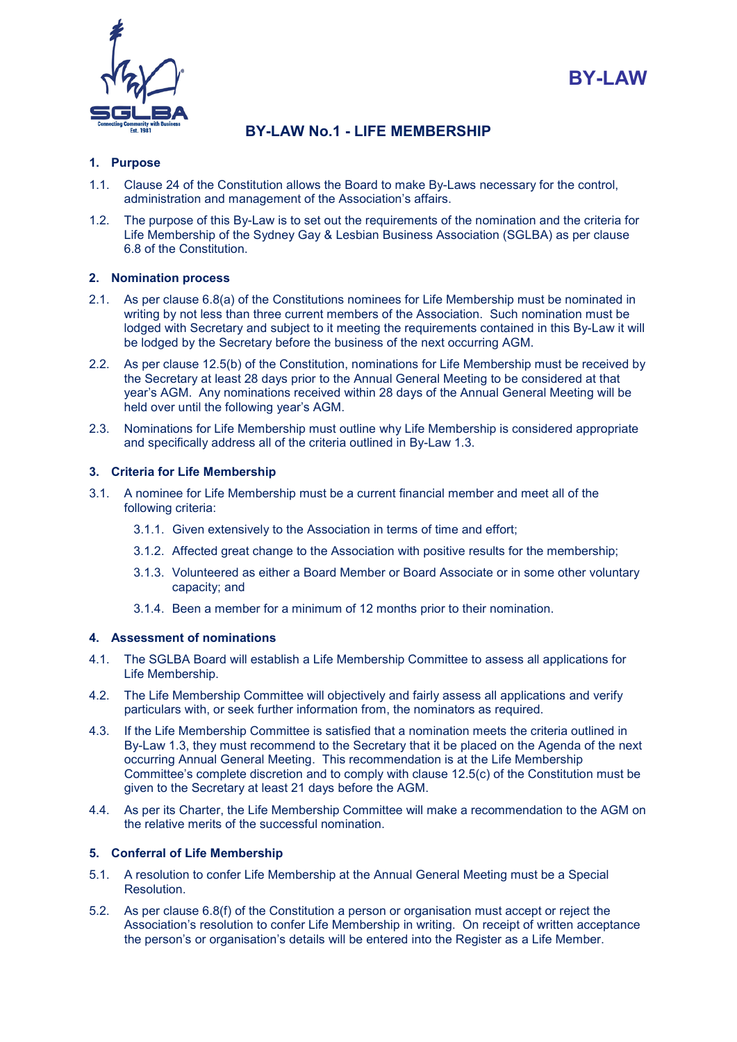# BY-LAW

## BY-LAW No.1 - LIFE MEMBERSHIP

### 1. Purpose

1.1. Clause 24 of the Constitution allows the Board to make By-Laws necessary for the control, administration and management of the Association's affairs.

1.2. The purpose of this By-Law is to set out the requirements of the nomination and the criteria for Life Membership of the Sydney Gay & Lesbian Business Association (SGLBA) as per clause 6.8 of the Constitution.

### 2. Nomination process

2.1. As per clause 6.8(a) of the Constitutions nominees for Life Membership must be nominated in writing by not less than three current members of the Association. Such nomination must be lodged with Secretary and subject to it meeting the requirements contained in this By-Law it will be lodged by the Secretary before the business of the next occurring AGM.

2.2. As per clause 12.5(b) of the Constitution, nominations for Life Membership must be received by the Secretary at least 28 days prior to the Annual General Meeting to be considered at that year's AGM. Any nominations received within 28 days of the Annual General Meeting will be held over until the following year's AGM.

2.3. Nominations for Life Membership must outline why Life Membership is considered appropriate and specifically address all of the criteria outlined in By-Law 1.3.

### 3. Criteria for Life Membership

3.1. A nominee for Life Membership must be a current financial member and meet all of the following criteria:

- 3.1.1. Given extensively to the Association in terms of time and effort;
- 3.1.2. Affected great change to the Association with positive results for the membership;
- 3.1.3. Volunteered as either a Board Member or Board Associate or in some other voluntary capacity; and
- 3.1.4. Been a member for a minimum of 12 months prior to their nomination.

### 4. Assessment of nominations

4.1. The SGLBA Board will establish a Life Membership Committee to assess all applications for Life Membership.

4.2. The Life Membership Committee will objectively and fairly assess all applications and verify particulars with, or seek further information from, the nominators as required.

4.3. If the Life Membership Committee is satisfied that a nomination meets the criteria outlined in By-Law 1.3, they must recommend to the Secretary that it be placed on the Agenda of the next occurring Annual General Meeting. This recommendation is at the Life Membership Committee's complete discretion and to comply with clause 12.5(c) of the Constitution must be given to the Secretary at least 21 days before the AGM.

4.4. As per its Charter, the Life Membership Committee will make a recommendation to the AGM on the relative merits of the successful nomination.

### 5. Conferral of Life Membership

5.1. A resolution to confer Life Membership at the Annual General Meeting must be a Special Resolution.

5.2. As per clause 6.8(f) of the Constitution a person or organisation must accept or reject the Association's resolution to confer Life Membership in writing. On receipt of written acceptance the person's or organisation's details will be entered into the Register as a Life Member.